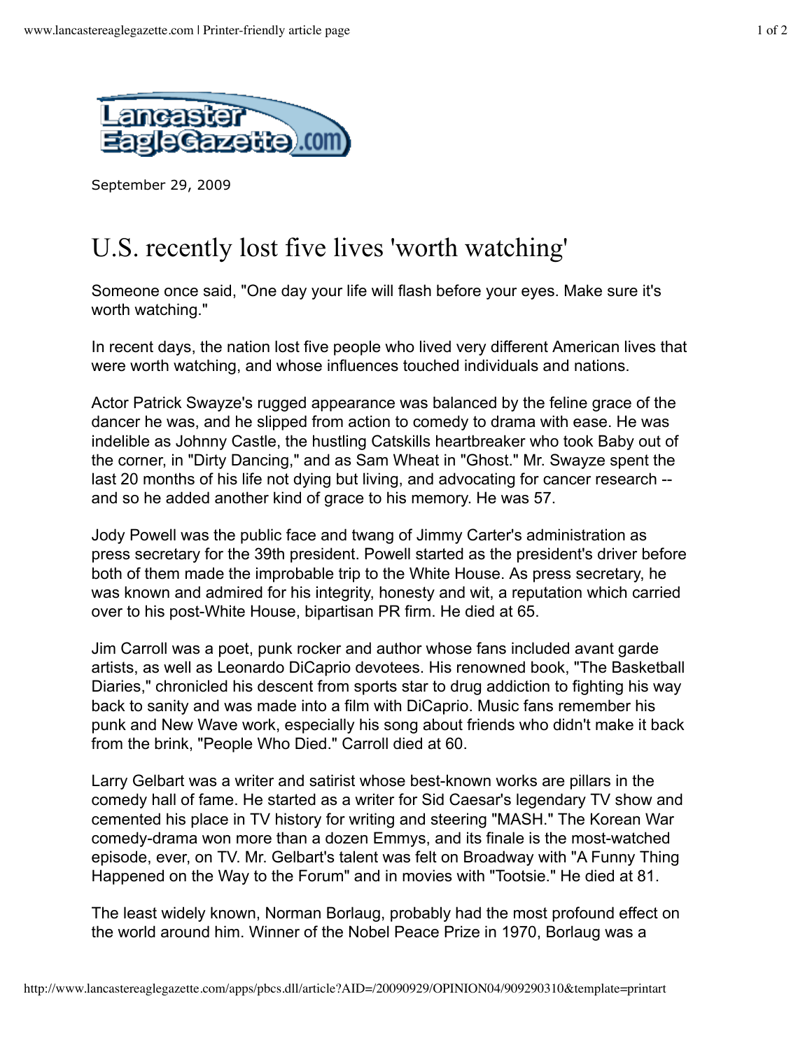September 29, 2009

# U.S. recently lost five lives 'worth watching'

Someone once said, "One day your life will flash before your eyes. Make sure it's worth watching."

In recent days, the nation lost five people who lived very different American lives that were worth watching, and whose influences touched individuals and nations.

Actor Patrick Swayze's rugged appearance was balanced by the feline grace of the dancer he was, and he slipped from action to comedy to drama with ease. He was indelible as Johnny Castle, the hustling Catskills heartbreaker who took Baby out of the corner, in "Dirty Dancing," and as Sam Wheat in "Ghost." Mr. Swayze spent the last 20 months of his life not dying but living, and advocating for cancer research -- and so he added another kind of grace to his memory. He was 57.

Jody Powell was the public face and twang of Jimmy Carter's administration as press secretary for the 39th president. Powell started as the president's driver before both of them made the improbable trip to the White House. As press secretary, he was known and admired for his integrity, honesty and wit, a reputation which carried over to his post-White House, bipartisan PR firm. He died at 65.

Jim Carroll was a poet, punk rocker and author whose fans included avant garde artists, as well as Leonardo DiCaprio devotees. His renowned book, "The Basketball Diaries," chronicled his descent from sports star to drug addiction to fighting his way back to sanity and was made into a film with DiCaprio. Music fans remember his punk and New Wave work, especially his song about friends who didn't make it back from the brink, "People Who Died." Carroll died at 60.

Larry Gelbart was a writer and satirist whose best-known works are pillars in the comedy hall of fame. He started as a writer for Sid Caesar's legendary TV show and cemented his place in TV history for writing and steering "MASH." The Korean War comedy-drama won more than a dozen Emmys, and its finale is the most-watched episode, ever, on TV. Mr. Gelbart's talent was felt on Broadway with "A Funny Thing Happened on the Way to the Forum" and in movies with "Tootsie." He died at 81.

The least widely known, Norman Borlaug, probably had the most profound effect on the world around him. Winner of the Nobel Peace Prize in 1970, Borlaug was a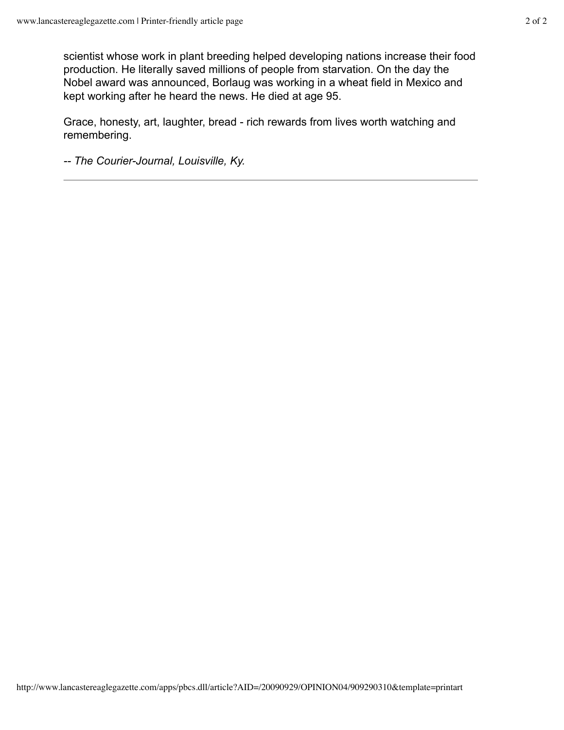scientist whose work in plant breeding helped developing nations increase their food production. He literally saved millions of people from starvation. On the day the Nobel award was announced, Borlaug was working in a wheat field in Mexico and kept working after he heard the news. He died at age 95.

Grace, honesty, art, laughter, bread - rich rewards from lives worth watching and remembering.

*-- The Courier-Journal, Louisville, Ky.*

---